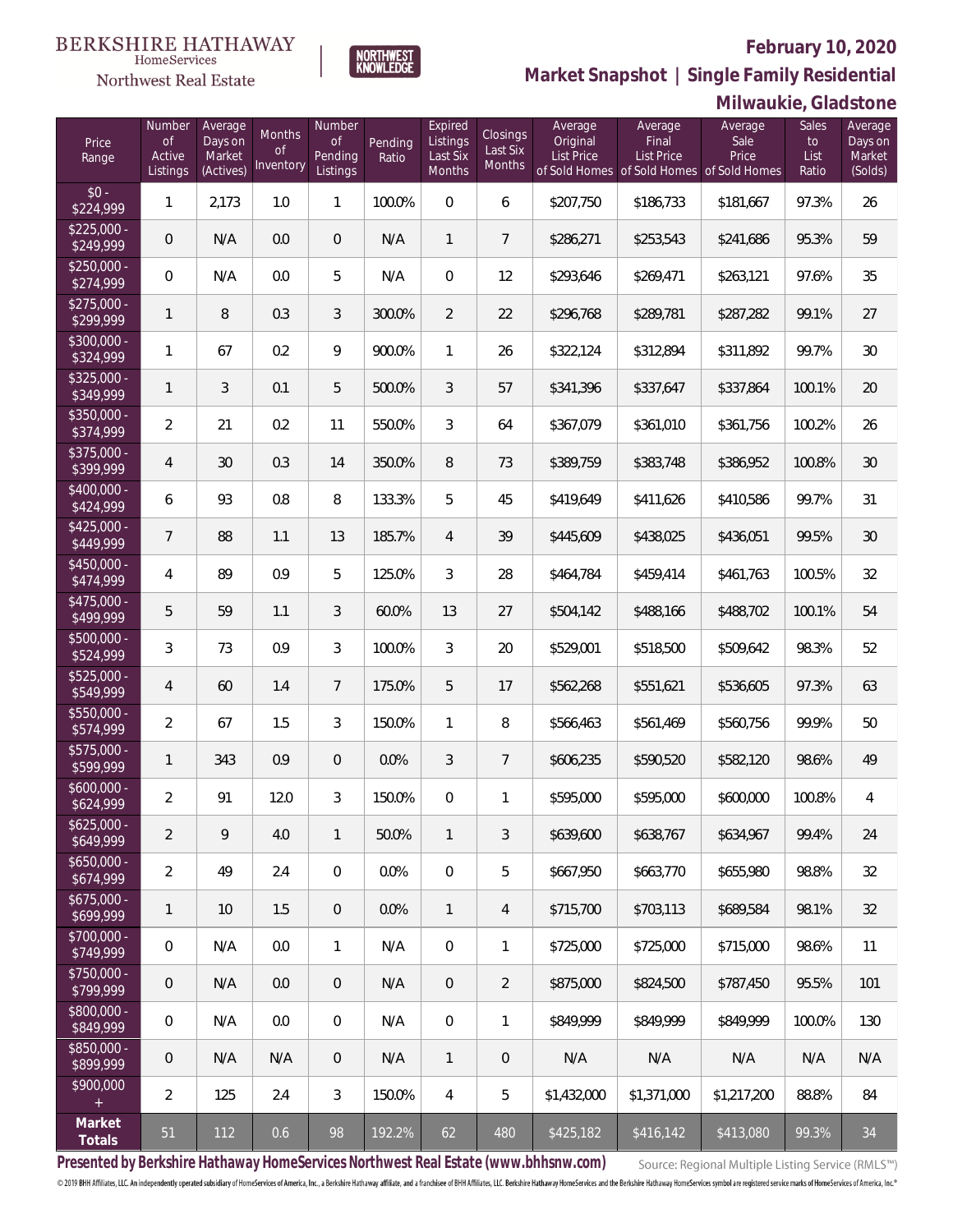BERKSHIRE HATHAWAY HomeServices Northwest Real Estate

NORTHWEST KNOWLEDGE

## February 10, 2020

## Market Snapshot | Single Family Residential

## Milwaukie, Gladstone

| Price Range | Number of Active Listings | Average Days on Market (Actives) | Months of Inventory | Number of Pending Listings | Pending Ratio | Expired Listings Last Six Months | Closings Last Six Months | Average Original List Price of Sold Homes | Average Final List Price of Sold Homes | Average Sale Price of Sold Homes | Sales to List Ratio | Average Days on Market (Solds) |
|---|---|---|---|---|---|---|---|---|---|---|---|---|
| $0 - $224,999 | 1 | 2,173 | 1.0 | 1 | 100.0% | 0 | 6 | $207,750 | $186,733 | $181,667 | 97.3% | 26 |
| $225,000 - $249,999 | 0 | N/A | 0.0 | 0 | N/A | 1 | 7 | $286,271 | $253,543 | $241,686 | 95.3% | 59 |
| $250,000 - $274,999 | 0 | N/A | 0.0 | 5 | N/A | 0 | 12 | $293,646 | $269,471 | $263,121 | 97.6% | 35 |
| $275,000 - $299,999 | 1 | 8 | 0.3 | 3 | 300.0% | 2 | 22 | $296,768 | $289,781 | $287,282 | 99.1% | 27 |
| $300,000 - $324,999 | 1 | 67 | 0.2 | 9 | 900.0% | 1 | 26 | $322,124 | $312,894 | $311,892 | 99.7% | 30 |
| $325,000 - $349,999 | 1 | 3 | 0.1 | 5 | 500.0% | 3 | 57 | $341,396 | $337,647 | $337,864 | 100.1% | 20 |
| $350,000 - $374,999 | 2 | 21 | 0.2 | 11 | 550.0% | 3 | 64 | $367,079 | $361,010 | $361,756 | 100.2% | 26 |
| $375,000 - $399,999 | 4 | 30 | 0.3 | 14 | 350.0% | 8 | 73 | $389,759 | $383,748 | $386,952 | 100.8% | 30 |
| $400,000 - $424,999 | 6 | 93 | 0.8 | 8 | 133.3% | 5 | 45 | $419,649 | $411,626 | $410,586 | 99.7% | 31 |
| $425,000 - $449,999 | 7 | 88 | 1.1 | 13 | 185.7% | 4 | 39 | $445,609 | $438,025 | $436,051 | 99.5% | 30 |
| $450,000 - $474,999 | 4 | 89 | 0.9 | 5 | 125.0% | 3 | 28 | $464,784 | $459,414 | $461,763 | 100.5% | 32 |
| $475,000 - $499,999 | 5 | 59 | 1.1 | 3 | 60.0% | 13 | 27 | $504,142 | $488,166 | $488,702 | 100.1% | 54 |
| $500,000 - $524,999 | 3 | 73 | 0.9 | 3 | 100.0% | 3 | 20 | $529,001 | $518,500 | $509,642 | 98.3% | 52 |
| $525,000 - $549,999 | 4 | 60 | 1.4 | 7 | 175.0% | 5 | 17 | $562,268 | $551,621 | $536,605 | 97.3% | 63 |
| $550,000 - $574,999 | 2 | 67 | 1.5 | 3 | 150.0% | 1 | 8 | $566,463 | $561,469 | $560,756 | 99.9% | 50 |
| $575,000 - $599,999 | 1 | 343 | 0.9 | 0 | 0.0% | 3 | 7 | $606,235 | $590,520 | $582,120 | 98.6% | 49 |
| $600,000 - $624,999 | 2 | 91 | 12.0 | 3 | 150.0% | 0 | 1 | $595,000 | $595,000 | $600,000 | 100.8% | 4 |
| $625,000 - $649,999 | 2 | 9 | 4.0 | 1 | 50.0% | 1 | 3 | $639,600 | $638,767 | $634,967 | 99.4% | 24 |
| $650,000 - $674,999 | 2 | 49 | 2.4 | 0 | 0.0% | 0 | 5 | $667,950 | $663,770 | $655,980 | 98.8% | 32 |
| $675,000 - $699,999 | 1 | 10 | 1.5 | 0 | 0.0% | 1 | 4 | $715,700 | $703,113 | $689,584 | 98.1% | 32 |
| $700,000 - $749,999 | 0 | N/A | 0.0 | 1 | N/A | 0 | 1 | $725,000 | $725,000 | $715,000 | 98.6% | 11 |
| $750,000 - $799,999 | 0 | N/A | 0.0 | 0 | N/A | 0 | 2 | $875,000 | $824,500 | $787,450 | 95.5% | 101 |
| $800,000 - $849,999 | 0 | N/A | 0.0 | 0 | N/A | 0 | 1 | $849,999 | $849,999 | $849,999 | 100.0% | 130 |
| $850,000 - $899,999 | 0 | N/A | N/A | 0 | N/A | 1 | 0 | N/A | N/A | N/A | N/A | N/A |
| $900,000 + | 2 | 125 | 2.4 | 3 | 150.0% | 4 | 5 | $1,432,000 | $1,371,000 | $1,217,200 | 88.8% | 84 |
| **Market Totals** | 51 | 112 | 0.6 | 98 | 192.2% | 62 | 480 | $425,182 | $416,142 | $413,080 | 99.3% | 34 |

**Presented by Berkshire Hathaway HomeServices Northwest Real Estate (www.bhhsnw.com)**

Source: Regional Multiple Listing Service (RMLS™)

© 2019 BHH Affiliates, LLC. An independently operated subsidiary of HomeServices of America, Inc., a Berkshire Hathaway affiliate, and a franchisee of BHH Affiliates, LLC. Berkshire Hathaway HomeServices and the Berkshire Hathaway HomeServices symbol are registered service marks of HomeServices of America, Inc.®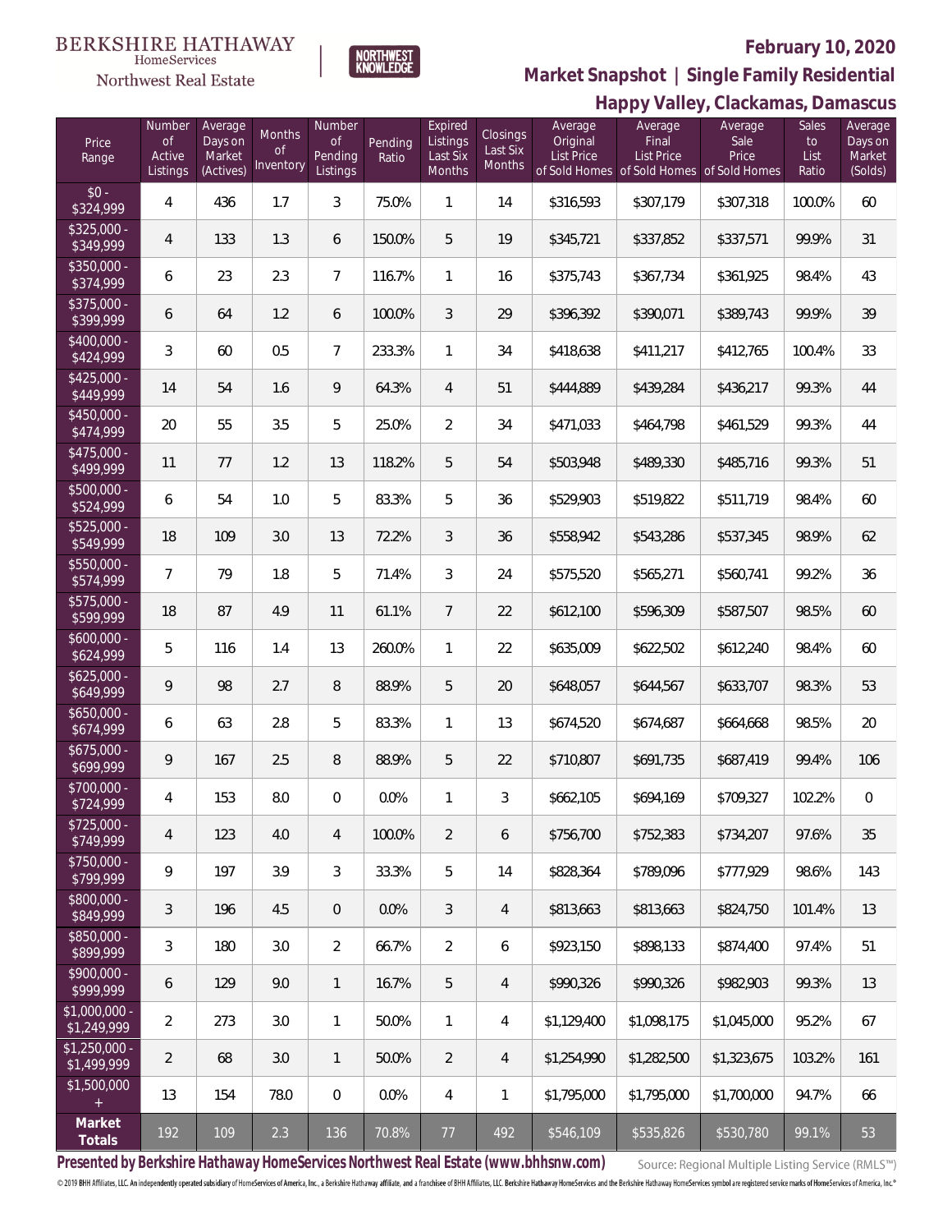BERKSHIRE HATHAWAY HomeServices Northwest Real Estate

NORTHWEST KNOWLEDGE

## February 10, 2020

## Market Snapshot | Single Family Residential

## Happy Valley, Clackamas, Damascus

| Price Range | Number of Active Listings | Average Days on Market (Actives) | Months of Inventory | Number of Pending Listings | Pending Ratio | Expired Listings Last Six Months | Closings Last Six Months | Average Original List Price of Sold Homes | Average Final List Price of Sold Homes | Average Sale Price of Sold Homes | Sales to List Ratio | Average Days on Market (Solds) |
|---|---|---|---|---|---|---|---|---|---|---|---|---|
| $0 - $324,999 | 4 | 436 | 1.7 | 3 | 75.0% | 1 | 14 | $316,593 | $307,179 | $307,318 | 100.0% | 60 |
| $325,000 - $349,999 | 4 | 133 | 1.3 | 6 | 150.0% | 5 | 19 | $345,721 | $337,852 | $337,571 | 99.9% | 31 |
| $350,000 - $374,999 | 6 | 23 | 2.3 | 7 | 116.7% | 1 | 16 | $375,743 | $367,734 | $361,925 | 98.4% | 43 |
| $375,000 - $399,999 | 6 | 64 | 1.2 | 6 | 100.0% | 3 | 29 | $396,392 | $390,071 | $389,743 | 99.9% | 39 |
| $400,000 - $424,999 | 3 | 60 | 0.5 | 7 | 233.3% | 1 | 34 | $418,638 | $411,217 | $412,765 | 100.4% | 33 |
| $425,000 - $449,999 | 14 | 54 | 1.6 | 9 | 64.3% | 4 | 51 | $444,889 | $439,284 | $436,217 | 99.3% | 44 |
| $450,000 - $474,999 | 20 | 55 | 3.5 | 5 | 25.0% | 2 | 34 | $471,033 | $464,798 | $461,529 | 99.3% | 44 |
| $475,000 - $499,999 | 11 | 77 | 1.2 | 13 | 118.2% | 5 | 54 | $503,948 | $489,330 | $485,716 | 99.3% | 51 |
| $500,000 - $524,999 | 6 | 54 | 1.0 | 5 | 83.3% | 5 | 36 | $529,903 | $519,822 | $511,719 | 98.4% | 60 |
| $525,000 - $549,999 | 18 | 109 | 3.0 | 13 | 72.2% | 3 | 36 | $558,942 | $543,286 | $537,345 | 98.9% | 62 |
| $550,000 - $574,999 | 7 | 79 | 1.8 | 5 | 71.4% | 3 | 24 | $575,520 | $565,271 | $560,741 | 99.2% | 36 |
| $575,000 - $599,999 | 18 | 87 | 4.9 | 11 | 61.1% | 7 | 22 | $612,100 | $596,309 | $587,507 | 98.5% | 60 |
| $600,000 - $624,999 | 5 | 116 | 1.4 | 13 | 260.0% | 1 | 22 | $635,009 | $622,502 | $612,240 | 98.4% | 60 |
| $625,000 - $649,999 | 9 | 98 | 2.7 | 8 | 88.9% | 5 | 20 | $648,057 | $644,567 | $633,707 | 98.3% | 53 |
| $650,000 - $674,999 | 6 | 63 | 2.8 | 5 | 83.3% | 1 | 13 | $674,520 | $674,687 | $664,668 | 98.5% | 20 |
| $675,000 - $699,999 | 9 | 167 | 2.5 | 8 | 88.9% | 5 | 22 | $710,807 | $691,735 | $687,419 | 99.4% | 106 |
| $700,000 - $724,999 | 4 | 153 | 8.0 | 0 | 0.0% | 1 | 3 | $662,105 | $694,169 | $709,327 | 102.2% | 0 |
| $725,000 - $749,999 | 4 | 123 | 4.0 | 4 | 100.0% | 2 | 6 | $756,700 | $752,383 | $734,207 | 97.6% | 35 |
| $750,000 - $799,999 | 9 | 197 | 3.9 | 3 | 33.3% | 5 | 14 | $828,364 | $789,096 | $777,929 | 98.6% | 143 |
| $800,000 - $849,999 | 3 | 196 | 4.5 | 0 | 0.0% | 3 | 4 | $813,663 | $813,663 | $824,750 | 101.4% | 13 |
| $850,000 - $899,999 | 3 | 180 | 3.0 | 2 | 66.7% | 2 | 6 | $923,150 | $898,133 | $874,400 | 97.4% | 51 |
| $900,000 - $999,999 | 6 | 129 | 9.0 | 1 | 16.7% | 5 | 4 | $990,326 | $990,326 | $982,903 | 99.3% | 13 |
| $1,000,000 - $1,249,999 | 2 | 273 | 3.0 | 1 | 50.0% | 1 | 4 | $1,129,400 | $1,098,175 | $1,045,000 | 95.2% | 67 |
| $1,250,000 - $1,499,999 | 2 | 68 | 3.0 | 1 | 50.0% | 2 | 4 | $1,254,990 | $1,282,500 | $1,323,675 | 103.2% | 161 |
| $1,500,000 + | 13 | 154 | 78.0 | 0 | 0.0% | 4 | 1 | $1,795,000 | $1,795,000 | $1,700,000 | 94.7% | 66 |
| **Market Totals** | 192 | 109 | 2.3 | 136 | 70.8% | 77 | 492 | $546,109 | $535,826 | $530,780 | 99.1% | 53 |

**Presented by Berkshire Hathaway HomeServices Northwest Real Estate (www.bhhsnw.com)**

Source: Regional Multiple Listing Service (RMLS™)

© 2019 BHH Affiliates, LLC. An independently operated subsidiary of HomeServices of America, Inc., a Berkshire Hathaway affiliate, and a franchisee of BHH Affiliates, LLC. Berkshire Hathaway HomeServices and the Berkshire Hathaway HomeServices symbol are registered service marks of HomeServices of America, Inc.®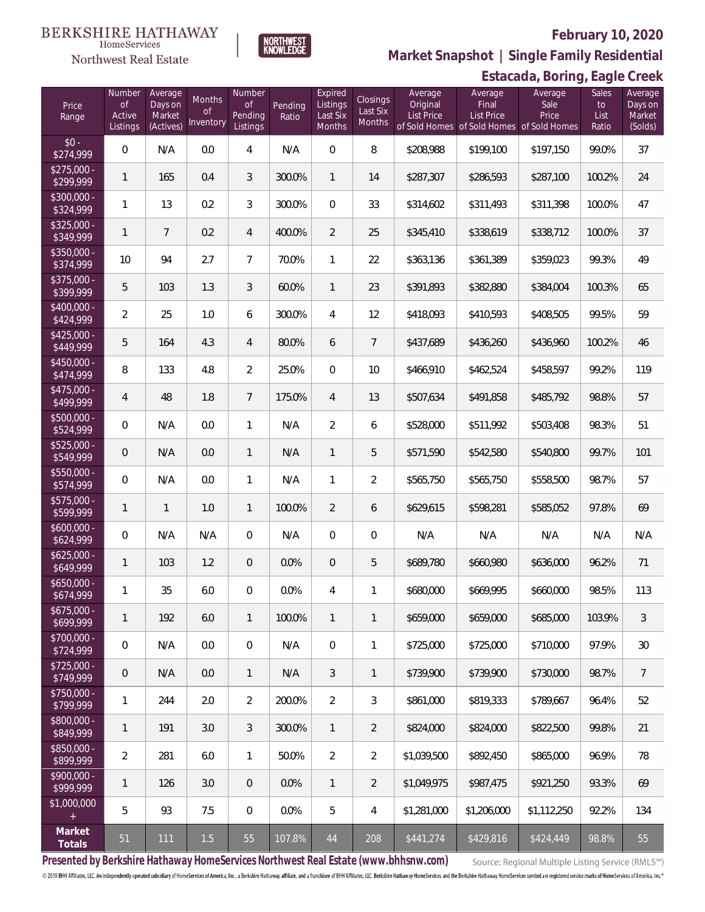BERKSHIRE HATHAWAY
HomeServices
Northwest Real Estate

NORTHWEST KNOWLEDGE

**February 10, 2020**

## Market Snapshot | Single Family Residential

### Estacada, Boring, Eagle Creek

| Price Range | Number of Active Listings | Average Days on Market (Actives) | Months of Inventory | Number of Pending Listings | Pending Ratio | Expired Listings Last Six Months | Closings Last Six Months | Average Original List Price of Sold Homes | Average Final List Price of Sold Homes | Average Sale Price of Sold Homes | Sales to List Ratio | Average Days on Market (Solds) |
|---|---|---|---|---|---|---|---|---|---|---|---|---|
| $0 - $274,999 | 0 | N/A | 0.0 | 4 | N/A | 0 | 8 | $208,988 | $199,100 | $197,150 | 99.0% | 37 |
| $275,000 - $299,999 | 1 | 165 | 0.4 | 3 | 300.0% | 1 | 14 | $287,307 | $286,593 | $287,100 | 100.2% | 24 |
| $300,000 - $324,999 | 1 | 13 | 0.2 | 3 | 300.0% | 0 | 33 | $314,602 | $311,493 | $311,398 | 100.0% | 47 |
| $325,000 - $349,999 | 1 | 7 | 0.2 | 4 | 400.0% | 2 | 25 | $345,410 | $338,619 | $338,712 | 100.0% | 37 |
| $350,000 - $374,999 | 10 | 94 | 2.7 | 7 | 70.0% | 1 | 22 | $363,136 | $361,389 | $359,023 | 99.3% | 49 |
| $375,000 - $399,999 | 5 | 103 | 1.3 | 3 | 60.0% | 1 | 23 | $391,893 | $382,880 | $384,004 | 100.3% | 65 |
| $400,000 - $424,999 | 2 | 25 | 1.0 | 6 | 300.0% | 4 | 12 | $418,093 | $410,593 | $408,505 | 99.5% | 59 |
| $425,000 - $449,999 | 5 | 164 | 4.3 | 4 | 80.0% | 6 | 7 | $437,689 | $436,260 | $436,960 | 100.2% | 46 |
| $450,000 - $474,999 | 8 | 133 | 4.8 | 2 | 25.0% | 0 | 10 | $466,910 | $462,524 | $458,597 | 99.2% | 119 |
| $475,000 - $499,999 | 4 | 48 | 1.8 | 7 | 175.0% | 4 | 13 | $507,634 | $491,858 | $485,792 | 98.8% | 57 |
| $500,000 - $524,999 | 0 | N/A | 0.0 | 1 | N/A | 2 | 6 | $528,000 | $511,992 | $503,408 | 98.3% | 51 |
| $525,000 - $549,999 | 0 | N/A | 0.0 | 1 | N/A | 1 | 5 | $571,590 | $542,580 | $540,800 | 99.7% | 101 |
| $550,000 - $574,999 | 0 | N/A | 0.0 | 1 | N/A | 1 | 2 | $565,750 | $565,750 | $558,500 | 98.7% | 57 |
| $575,000 - $599,999 | 1 | 1 | 1.0 | 1 | 100.0% | 2 | 6 | $629,615 | $598,281 | $585,052 | 97.8% | 69 |
| $600,000 - $624,999 | 0 | N/A | N/A | 0 | N/A | 0 | 0 | N/A | N/A | N/A | N/A | N/A |
| $625,000 - $649,999 | 1 | 103 | 1.2 | 0 | 0.0% | 0 | 5 | $689,780 | $660,980 | $636,000 | 96.2% | 71 |
| $650,000 - $674,999 | 1 | 35 | 6.0 | 0 | 0.0% | 4 | 1 | $680,000 | $669,995 | $660,000 | 98.5% | 113 |
| $675,000 - $699,999 | 1 | 192 | 6.0 | 1 | 100.0% | 1 | 1 | $659,000 | $659,000 | $685,000 | 103.9% | 3 |
| $700,000 - $724,999 | 0 | N/A | 0.0 | 0 | N/A | 0 | 1 | $725,000 | $725,000 | $710,000 | 97.9% | 30 |
| $725,000 - $749,999 | 0 | N/A | 0.0 | 1 | N/A | 3 | 1 | $739,900 | $739,900 | $730,000 | 98.7% | 7 |
| $750,000 - $799,999 | 1 | 244 | 2.0 | 2 | 200.0% | 2 | 3 | $861,000 | $819,333 | $789,667 | 96.4% | 52 |
| $800,000 - $849,999 | 1 | 191 | 3.0 | 3 | 300.0% | 1 | 2 | $824,000 | $824,000 | $822,500 | 99.8% | 21 |
| $850,000 - $899,999 | 2 | 281 | 6.0 | 1 | 50.0% | 2 | 2 | $1,039,500 | $892,450 | $865,000 | 96.9% | 78 |
| $900,000 - $999,999 | 1 | 126 | 3.0 | 0 | 0.0% | 1 | 2 | $1,049,975 | $987,475 | $921,250 | 93.3% | 69 |
| $1,000,000 + | 5 | 93 | 7.5 | 0 | 0.0% | 5 | 4 | $1,281,000 | $1,206,000 | $1,112,250 | 92.2% | 134 |
| **Market Totals** | 51 | 111 | 1.5 | 55 | 107.8% | 44 | 208 | $441,274 | $429,816 | $424,449 | 98.8% | 55 |

**Presented by Berkshire Hathaway HomeServices Northwest Real Estate (www.bhhsnw.com)**

Source: Regional Multiple Listing Service (RMLS™)

© 2019 BHH Affiliates, LLC. An independently operated subsidiary of HomeServices of America, Inc., a Berkshire Hathaway affiliate, and a franchisee of BHH Affiliates, LLC. Berkshire Hathaway HomeServices and the Berkshire Hathaway HomeServices symbol are registered service marks of HomeServices of America, Inc.®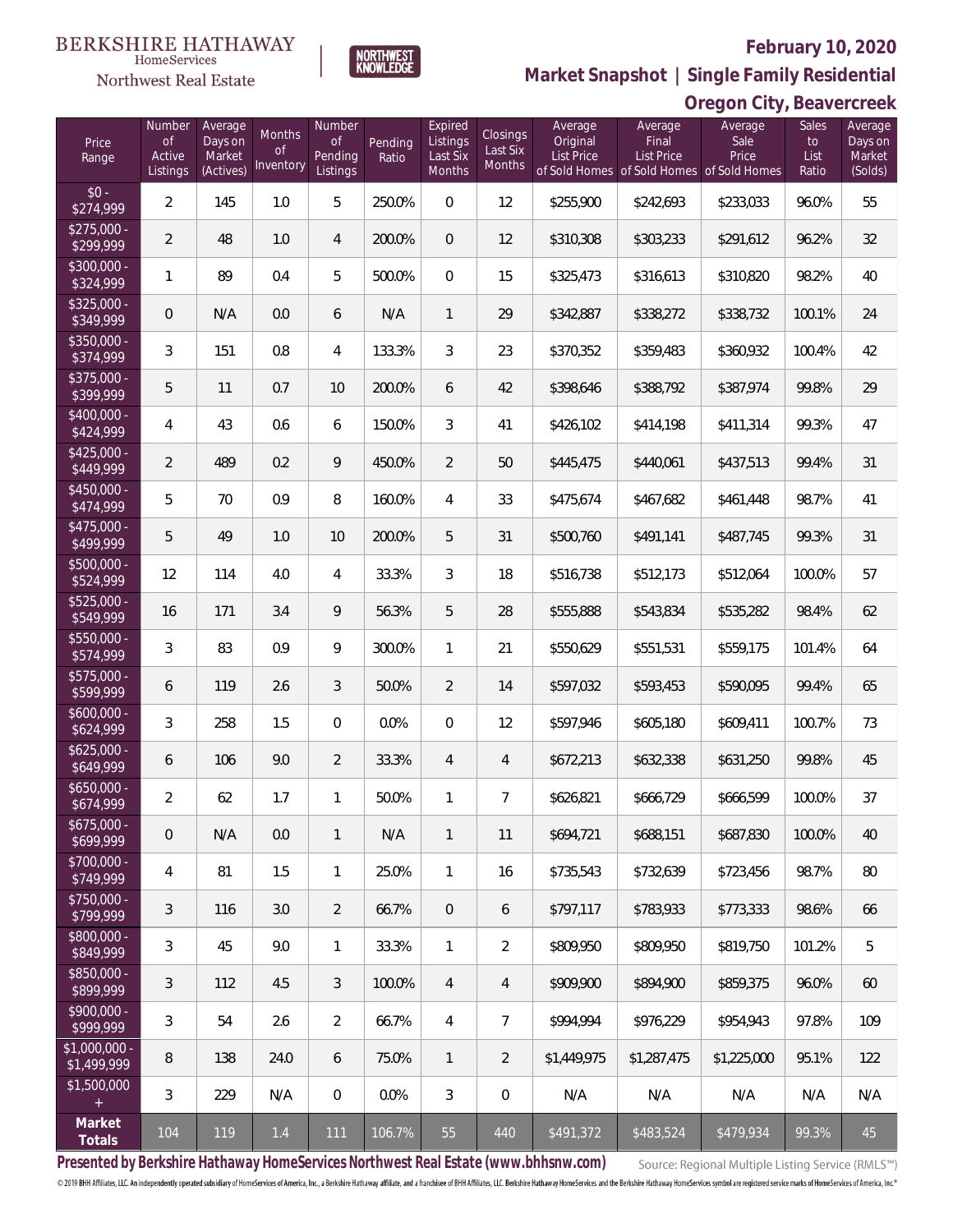BERKSHIRE HATHAWAY HomeServices Northwest Real Estate

NORTHWEST KNOWLEDGE

**February 10, 2020**

**Market Snapshot | Single Family Residential**

**Oregon City, Beavercreek**

| Price Range | Number of Active Listings | Average Days on Market (Actives) | Months of Inventory | Number of Pending Listings | Pending Ratio | Expired Listings Last Six Months | Closings Last Six Months | Average Original List Price of Sold Homes | Average Final List Price of Sold Homes | Average Sale Price of Sold Homes | Sales to List Ratio | Average Days on Market (Solds) |
|---|---|---|---|---|---|---|---|---|---|---|---|---|
| $0 - $274,999 | 2 | 145 | 1.0 | 5 | 250.0% | 0 | 12 | $255,900 | $242,693 | $233,033 | 96.0% | 55 |
| $275,000 - $299,999 | 2 | 48 | 1.0 | 4 | 200.0% | 0 | 12 | $310,308 | $303,233 | $291,612 | 96.2% | 32 |
| $300,000 - $324,999 | 1 | 89 | 0.4 | 5 | 500.0% | 0 | 15 | $325,473 | $316,613 | $310,820 | 98.2% | 40 |
| $325,000 - $349,999 | 0 | N/A | 0.0 | 6 | N/A | 1 | 29 | $342,887 | $338,272 | $338,732 | 100.1% | 24 |
| $350,000 - $374,999 | 3 | 151 | 0.8 | 4 | 133.3% | 3 | 23 | $370,352 | $359,483 | $360,932 | 100.4% | 42 |
| $375,000 - $399,999 | 5 | 11 | 0.7 | 10 | 200.0% | 6 | 42 | $398,646 | $388,792 | $387,974 | 99.8% | 29 |
| $400,000 - $424,999 | 4 | 43 | 0.6 | 6 | 150.0% | 3 | 41 | $426,102 | $414,198 | $411,314 | 99.3% | 47 |
| $425,000 - $449,999 | 2 | 489 | 0.2 | 9 | 450.0% | 2 | 50 | $445,475 | $440,061 | $437,513 | 99.4% | 31 |
| $450,000 - $474,999 | 5 | 70 | 0.9 | 8 | 160.0% | 4 | 33 | $475,674 | $467,682 | $461,448 | 98.7% | 41 |
| $475,000 - $499,999 | 5 | 49 | 1.0 | 10 | 200.0% | 5 | 31 | $500,760 | $491,141 | $487,745 | 99.3% | 31 |
| $500,000 - $524,999 | 12 | 114 | 4.0 | 4 | 33.3% | 3 | 18 | $516,738 | $512,173 | $512,064 | 100.0% | 57 |
| $525,000 - $549,999 | 16 | 171 | 3.4 | 9 | 56.3% | 5 | 28 | $555,888 | $543,834 | $535,282 | 98.4% | 62 |
| $550,000 - $574,999 | 3 | 83 | 0.9 | 9 | 300.0% | 1 | 21 | $550,629 | $551,531 | $559,175 | 101.4% | 64 |
| $575,000 - $599,999 | 6 | 119 | 2.6 | 3 | 50.0% | 2 | 14 | $597,032 | $593,453 | $590,095 | 99.4% | 65 |
| $600,000 - $624,999 | 3 | 258 | 1.5 | 0 | 0.0% | 0 | 12 | $597,946 | $605,180 | $609,411 | 100.7% | 73 |
| $625,000 - $649,999 | 6 | 106 | 9.0 | 2 | 33.3% | 4 | 4 | $672,213 | $632,338 | $631,250 | 99.8% | 45 |
| $650,000 - $674,999 | 2 | 62 | 1.7 | 1 | 50.0% | 1 | 7 | $626,821 | $666,729 | $666,599 | 100.0% | 37 |
| $675,000 - $699,999 | 0 | N/A | 0.0 | 1 | N/A | 1 | 11 | $694,721 | $688,151 | $687,830 | 100.0% | 40 |
| $700,000 - $749,999 | 4 | 81 | 1.5 | 1 | 25.0% | 1 | 16 | $735,543 | $732,639 | $723,456 | 98.7% | 80 |
| $750,000 - $799,999 | 3 | 116 | 3.0 | 2 | 66.7% | 0 | 6 | $797,117 | $783,933 | $773,333 | 98.6% | 66 |
| $800,000 - $849,999 | 3 | 45 | 9.0 | 1 | 33.3% | 1 | 2 | $809,950 | $809,950 | $819,750 | 101.2% | 5 |
| $850,000 - $899,999 | 3 | 112 | 4.5 | 3 | 100.0% | 4 | 4 | $909,900 | $894,900 | $859,375 | 96.0% | 60 |
| $900,000 - $999,999 | 3 | 54 | 2.6 | 2 | 66.7% | 4 | 7 | $994,994 | $976,229 | $954,943 | 97.8% | 109 |
| $1,000,000 - $1,499,999 | 8 | 138 | 24.0 | 6 | 75.0% | 1 | 2 | $1,449,975 | $1,287,475 | $1,225,000 | 95.1% | 122 |
| $1,500,000 + | 3 | 229 | N/A | 0 | 0.0% | 3 | 0 | N/A | N/A | N/A | N/A | N/A |
| **Market Totals** | 104 | 119 | 1.4 | 111 | 106.7% | 55 | 440 | $491,372 | $483,524 | $479,934 | 99.3% | 45 |

**Presented by Berkshire Hathaway HomeServices Northwest Real Estate (www.bhhsnw.com)**

Source: Regional Multiple Listing Service (RMLS™)

© 2019 BHH Affiliates, LLC. An independently operated subsidiary of HomeServices of America, Inc., a Berkshire Hathaway affiliate, and a franchisee of BHH Affiliates, LLC. Berkshire Hathaway HomeServices and the Berkshire Hathaway HomeServices symbol are registered service marks of HomeServices of America, Inc.®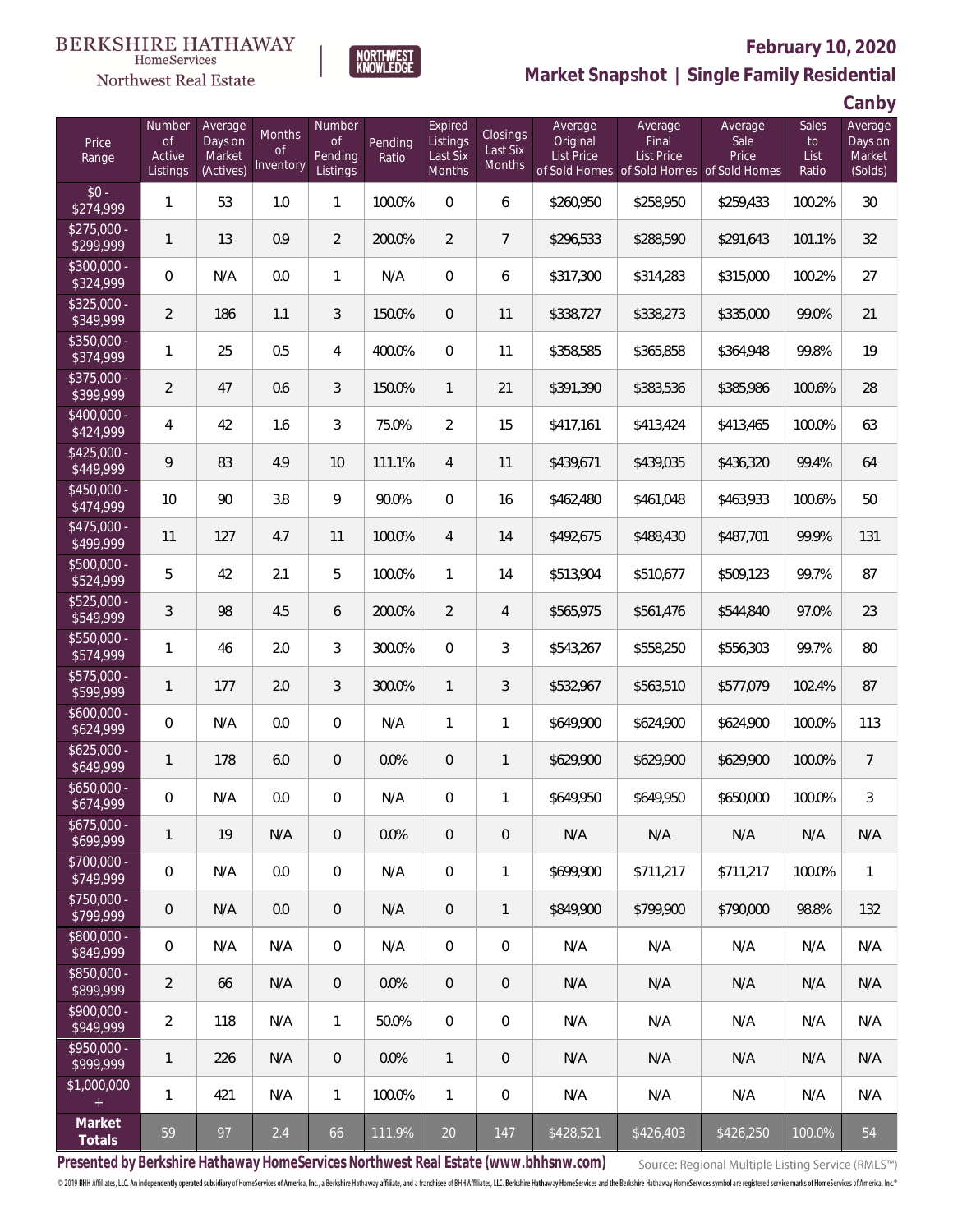BERKSHIRE HATHAWAY HomeServices Northwest Real Estate

NORTHWEST KNOWLEDGE

# February 10, 2020

## Market Snapshot | Single Family Residential

### Canby

| Price Range | Number of Active Listings | Average Days on Market (Actives) | Months of Inventory | Number of Pending Listings | Pending Ratio | Expired Listings Last Six Months | Closings Last Six Months | Average Original List Price of Sold Homes | Average Final List Price of Sold Homes | Average Sale Price of Sold Homes | Sales to List Ratio | Average Days on Market (Solds) |
|---|---|---|---|---|---|---|---|---|---|---|---|---|
| $0 - $274,999 | 1 | 53 | 1.0 | 1 | 100.0% | 0 | 6 | $260,950 | $258,950 | $259,433 | 100.2% | 30 |
| $275,000 - $299,999 | 1 | 13 | 0.9 | 2 | 200.0% | 2 | 7 | $296,533 | $288,590 | $291,643 | 101.1% | 32 |
| $300,000 - $324,999 | 0 | N/A | 0.0 | 1 | N/A | 0 | 6 | $317,300 | $314,283 | $315,000 | 100.2% | 27 |
| $325,000 - $349,999 | 2 | 186 | 1.1 | 3 | 150.0% | 0 | 11 | $338,727 | $338,273 | $335,000 | 99.0% | 21 |
| $350,000 - $374,999 | 1 | 25 | 0.5 | 4 | 400.0% | 0 | 11 | $358,585 | $365,858 | $364,948 | 99.8% | 19 |
| $375,000 - $399,999 | 2 | 47 | 0.6 | 3 | 150.0% | 1 | 21 | $391,390 | $383,536 | $385,986 | 100.6% | 28 |
| $400,000 - $424,999 | 4 | 42 | 1.6 | 3 | 75.0% | 2 | 15 | $417,161 | $413,424 | $413,465 | 100.0% | 63 |
| $425,000 - $449,999 | 9 | 83 | 4.9 | 10 | 111.1% | 4 | 11 | $439,671 | $439,035 | $436,320 | 99.4% | 64 |
| $450,000 - $474,999 | 10 | 90 | 3.8 | 9 | 90.0% | 0 | 16 | $462,480 | $461,048 | $463,933 | 100.6% | 50 |
| $475,000 - $499,999 | 11 | 127 | 4.7 | 11 | 100.0% | 4 | 14 | $492,675 | $488,430 | $487,701 | 99.9% | 131 |
| $500,000 - $524,999 | 5 | 42 | 2.1 | 5 | 100.0% | 1 | 14 | $513,904 | $510,677 | $509,123 | 99.7% | 87 |
| $525,000 - $549,999 | 3 | 98 | 4.5 | 6 | 200.0% | 2 | 4 | $565,975 | $561,476 | $544,840 | 97.0% | 23 |
| $550,000 - $574,999 | 1 | 46 | 2.0 | 3 | 300.0% | 0 | 3 | $543,267 | $558,250 | $556,303 | 99.7% | 80 |
| $575,000 - $599,999 | 1 | 177 | 2.0 | 3 | 300.0% | 1 | 3 | $532,967 | $563,510 | $577,079 | 102.4% | 87 |
| $600,000 - $624,999 | 0 | N/A | 0.0 | 0 | N/A | 1 | 1 | $649,900 | $624,900 | $624,900 | 100.0% | 113 |
| $625,000 - $649,999 | 1 | 178 | 6.0 | 0 | 0.0% | 0 | 1 | $629,900 | $629,900 | $629,900 | 100.0% | 7 |
| $650,000 - $674,999 | 0 | N/A | 0.0 | 0 | N/A | 0 | 1 | $649,950 | $649,950 | $650,000 | 100.0% | 3 |
| $675,000 - $699,999 | 1 | 19 | N/A | 0 | 0.0% | 0 | 0 | N/A | N/A | N/A | N/A | N/A |
| $700,000 - $749,999 | 0 | N/A | 0.0 | 0 | N/A | 0 | 1 | $699,900 | $711,217 | $711,217 | 100.0% | 1 |
| $750,000 - $799,999 | 0 | N/A | 0.0 | 0 | N/A | 0 | 1 | $849,900 | $799,900 | $790,000 | 98.8% | 132 |
| $800,000 - $849,999 | 0 | N/A | N/A | 0 | N/A | 0 | 0 | N/A | N/A | N/A | N/A | N/A |
| $850,000 - $899,999 | 2 | 66 | N/A | 0 | 0.0% | 0 | 0 | N/A | N/A | N/A | N/A | N/A |
| $900,000 - $949,999 | 2 | 118 | N/A | 1 | 50.0% | 0 | 0 | N/A | N/A | N/A | N/A | N/A |
| $950,000 - $999,999 | 1 | 226 | N/A | 0 | 0.0% | 1 | 0 | N/A | N/A | N/A | N/A | N/A |
| $1,000,000 + | 1 | 421 | N/A | 1 | 100.0% | 1 | 0 | N/A | N/A | N/A | N/A | N/A |
| **Market Totals** | 59 | 97 | 2.4 | 66 | 111.9% | 20 | 147 | $428,521 | $426,403 | $426,250 | 100.0% | 54 |

**Presented by Berkshire Hathaway HomeServices Northwest Real Estate (www.bhhsnw.com)**

Source: Regional Multiple Listing Service (RMLS™)

© 2019 BHH Affiliates, LLC. An independently operated subsidiary of HomeServices of America, Inc., a Berkshire Hathaway affiliate, and a franchisee of BHH Affiliates, LLC. Berkshire Hathaway HomeServices and the Berkshire Hathaway HomeServices symbol are registered service marks of HomeServices of America, Inc.®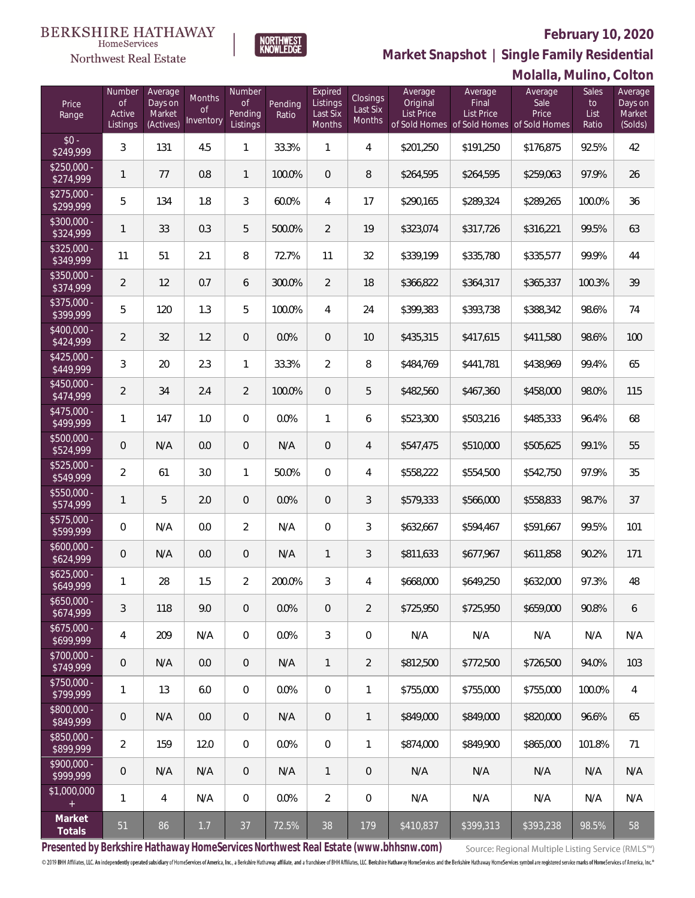BERKSHIRE HATHAWAY HomeServices Northwest Real Estate

NORTHWEST KNOWLEDGE

**February 10, 2020**

**Market Snapshot | Single Family Residential**

**Molalla, Mulino, Colton**

| Price Range | Number of Active Listings | Average Days on Market (Actives) | Months of Inventory | Number of Pending Listings | Pending Ratio | Expired Listings Last Six Months | Closings Last Six Months | Average Original List Price of Sold Homes | Average Final List Price of Sold Homes | Average Sale Price of Sold Homes | Sales to List Ratio | Average Days on Market (Solds) |
|---|---|---|---|---|---|---|---|---|---|---|---|---|
| $0 - $249,999 | 3 | 131 | 4.5 | 1 | 33.3% | 1 | 4 | $201,250 | $191,250 | $176,875 | 92.5% | 42 |
| $250,000 - $274,999 | 1 | 77 | 0.8 | 1 | 100.0% | 0 | 8 | $264,595 | $264,595 | $259,063 | 97.9% | 26 |
| $275,000 - $299,999 | 5 | 134 | 1.8 | 3 | 60.0% | 4 | 17 | $290,165 | $289,324 | $289,265 | 100.0% | 36 |
| $300,000 - $324,999 | 1 | 33 | 0.3 | 5 | 500.0% | 2 | 19 | $323,074 | $317,726 | $316,221 | 99.5% | 63 |
| $325,000 - $349,999 | 11 | 51 | 2.1 | 8 | 72.7% | 11 | 32 | $339,199 | $335,780 | $335,577 | 99.9% | 44 |
| $350,000 - $374,999 | 2 | 12 | 0.7 | 6 | 300.0% | 2 | 18 | $366,822 | $364,317 | $365,337 | 100.3% | 39 |
| $375,000 - $399,999 | 5 | 120 | 1.3 | 5 | 100.0% | 4 | 24 | $399,383 | $393,738 | $388,342 | 98.6% | 74 |
| $400,000 - $424,999 | 2 | 32 | 1.2 | 0 | 0.0% | 0 | 10 | $435,315 | $417,615 | $411,580 | 98.6% | 100 |
| $425,000 - $449,999 | 3 | 20 | 2.3 | 1 | 33.3% | 2 | 8 | $484,769 | $441,781 | $438,969 | 99.4% | 65 |
| $450,000 - $474,999 | 2 | 34 | 2.4 | 2 | 100.0% | 0 | 5 | $482,560 | $467,360 | $458,000 | 98.0% | 115 |
| $475,000 - $499,999 | 1 | 147 | 1.0 | 0 | 0.0% | 1 | 6 | $523,300 | $503,216 | $485,333 | 96.4% | 68 |
| $500,000 - $524,999 | 0 | N/A | 0.0 | 0 | N/A | 0 | 4 | $547,475 | $510,000 | $505,625 | 99.1% | 55 |
| $525,000 - $549,999 | 2 | 61 | 3.0 | 1 | 50.0% | 0 | 4 | $558,222 | $554,500 | $542,750 | 97.9% | 35 |
| $550,000 - $574,999 | 1 | 5 | 2.0 | 0 | 0.0% | 0 | 3 | $579,333 | $566,000 | $558,833 | 98.7% | 37 |
| $575,000 - $599,999 | 0 | N/A | 0.0 | 2 | N/A | 0 | 3 | $632,667 | $594,467 | $591,667 | 99.5% | 101 |
| $600,000 - $624,999 | 0 | N/A | 0.0 | 0 | N/A | 1 | 3 | $811,633 | $677,967 | $611,858 | 90.2% | 171 |
| $625,000 - $649,999 | 1 | 28 | 1.5 | 2 | 200.0% | 3 | 4 | $668,000 | $649,250 | $632,000 | 97.3% | 48 |
| $650,000 - $674,999 | 3 | 118 | 9.0 | 0 | 0.0% | 0 | 2 | $725,950 | $725,950 | $659,000 | 90.8% | 6 |
| $675,000 - $699,999 | 4 | 209 | N/A | 0 | 0.0% | 3 | 0 | N/A | N/A | N/A | N/A | N/A |
| $700,000 - $749,999 | 0 | N/A | 0.0 | 0 | N/A | 1 | 2 | $812,500 | $772,500 | $726,500 | 94.0% | 103 |
| $750,000 - $799,999 | 1 | 13 | 6.0 | 0 | 0.0% | 0 | 1 | $755,000 | $755,000 | $755,000 | 100.0% | 4 |
| $800,000 - $849,999 | 0 | N/A | 0.0 | 0 | N/A | 0 | 1 | $849,000 | $849,000 | $820,000 | 96.6% | 65 |
| $850,000 - $899,999 | 2 | 159 | 12.0 | 0 | 0.0% | 0 | 1 | $874,000 | $849,900 | $865,000 | 101.8% | 71 |
| $900,000 - $999,999 | 0 | N/A | N/A | 0 | N/A | 1 | 0 | N/A | N/A | N/A | N/A | N/A |
| $1,000,000 + | 1 | 4 | N/A | 0 | 0.0% | 2 | 0 | N/A | N/A | N/A | N/A | N/A |
| **Market Totals** | 51 | 86 | 1.7 | 37 | 72.5% | 38 | 179 | $410,837 | $399,313 | $393,238 | 98.5% | 58 |

**Presented by Berkshire Hathaway HomeServices Northwest Real Estate (www.bhhsnw.com)**

Source: Regional Multiple Listing Service (RMLS™)

© 2019 BHH Affiliates, LLC. An independently operated subsidiary of HomeServices of America, Inc., a Berkshire Hathaway affiliate, and a franchisee of BHH Affiliates, LLC. Berkshire Hathaway HomeServices and the Berkshire Hathaway HomeServices symbol are registered service marks of HomeServices of America, Inc.®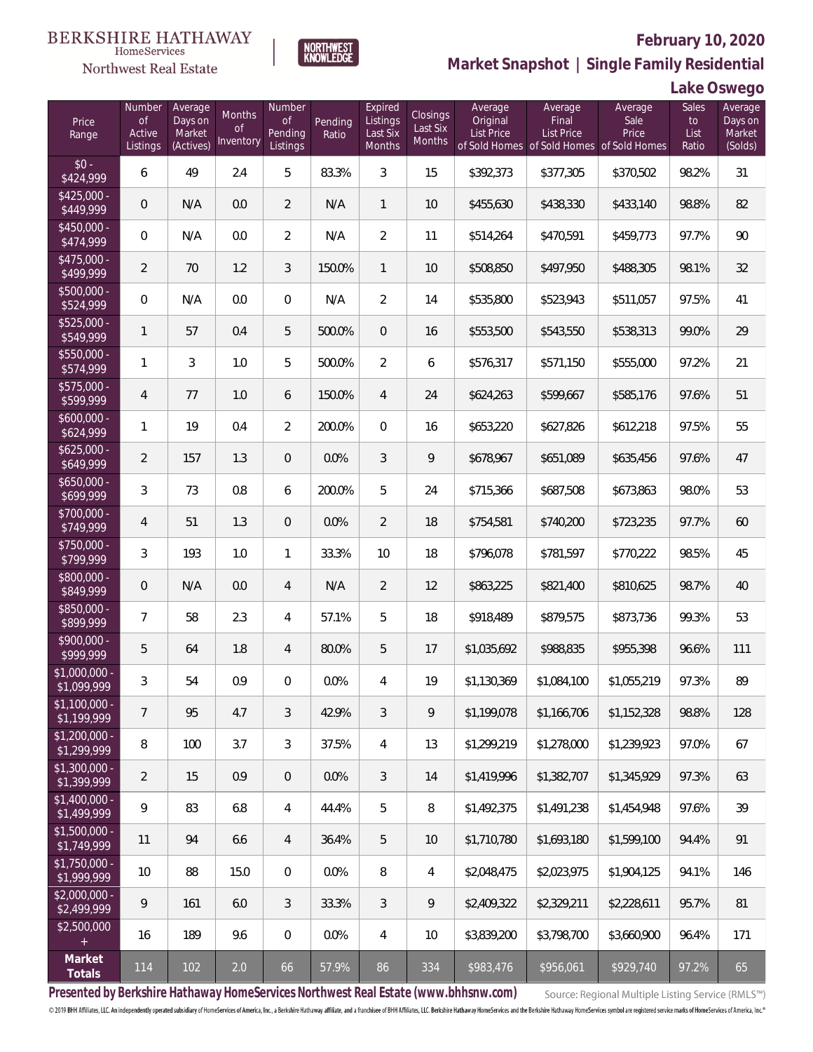BERKSHIRE HATHAWAY HomeServices Northwest Real Estate | NORTHWEST KNOWLEDGE

**February 10, 2020**

## Market Snapshot | Single Family Residential

### Lake Oswego

| Price Range | Number of Active Listings | Average Days on Market (Actives) | Months of Inventory | Number of Pending Listings | Pending Ratio | Expired Listings Last Six Months | Closings Last Six Months | Average Original List Price of Sold Homes | Average Final List Price of Sold Homes | Average Sale Price of Sold Homes | Sales to List Ratio | Average Days on Market (Solds) |
|---|---|---|---|---|---|---|---|---|---|---|---|---|
| $0 - $424,999 | 6 | 49 | 2.4 | 5 | 83.3% | 3 | 15 | $392,373 | $377,305 | $370,502 | 98.2% | 31 |
| $425,000 - $449,999 | 0 | N/A | 0.0 | 2 | N/A | 1 | 10 | $455,630 | $438,330 | $433,140 | 98.8% | 82 |
| $450,000 - $474,999 | 0 | N/A | 0.0 | 2 | N/A | 2 | 11 | $514,264 | $470,591 | $459,773 | 97.7% | 90 |
| $475,000 - $499,999 | 2 | 70 | 1.2 | 3 | 150.0% | 1 | 10 | $508,850 | $497,950 | $488,305 | 98.1% | 32 |
| $500,000 - $524,999 | 0 | N/A | 0.0 | 0 | N/A | 2 | 14 | $535,800 | $523,943 | $511,057 | 97.5% | 41 |
| $525,000 - $549,999 | 1 | 57 | 0.4 | 5 | 500.0% | 0 | 16 | $553,500 | $543,550 | $538,313 | 99.0% | 29 |
| $550,000 - $574,999 | 1 | 3 | 1.0 | 5 | 500.0% | 2 | 6 | $576,317 | $571,150 | $555,000 | 97.2% | 21 |
| $575,000 - $599,999 | 4 | 77 | 1.0 | 6 | 150.0% | 4 | 24 | $624,263 | $599,667 | $585,176 | 97.6% | 51 |
| $600,000 - $624,999 | 1 | 19 | 0.4 | 2 | 200.0% | 0 | 16 | $653,220 | $627,826 | $612,218 | 97.5% | 55 |
| $625,000 - $649,999 | 2 | 157 | 1.3 | 0 | 0.0% | 3 | 9 | $678,967 | $651,089 | $635,456 | 97.6% | 47 |
| $650,000 - $699,999 | 3 | 73 | 0.8 | 6 | 200.0% | 5 | 24 | $715,366 | $687,508 | $673,863 | 98.0% | 53 |
| $700,000 - $749,999 | 4 | 51 | 1.3 | 0 | 0.0% | 2 | 18 | $754,581 | $740,200 | $723,235 | 97.7% | 60 |
| $750,000 - $799,999 | 3 | 193 | 1.0 | 1 | 33.3% | 10 | 18 | $796,078 | $781,597 | $770,222 | 98.5% | 45 |
| $800,000 - $849,999 | 0 | N/A | 0.0 | 4 | N/A | 2 | 12 | $863,225 | $821,400 | $810,625 | 98.7% | 40 |
| $850,000 - $899,999 | 7 | 58 | 2.3 | 4 | 57.1% | 5 | 18 | $918,489 | $879,575 | $873,736 | 99.3% | 53 |
| $900,000 - $999,999 | 5 | 64 | 1.8 | 4 | 80.0% | 5 | 17 | $1,035,692 | $988,835 | $955,398 | 96.6% | 111 |
| $1,000,000 - $1,099,999 | 3 | 54 | 0.9 | 0 | 0.0% | 4 | 19 | $1,130,369 | $1,084,100 | $1,055,219 | 97.3% | 89 |
| $1,100,000 - $1,199,999 | 7 | 95 | 4.7 | 3 | 42.9% | 3 | 9 | $1,199,078 | $1,166,706 | $1,152,328 | 98.8% | 128 |
| $1,200,000 - $1,299,999 | 8 | 100 | 3.7 | 3 | 37.5% | 4 | 13 | $1,299,219 | $1,278,000 | $1,239,923 | 97.0% | 67 |
| $1,300,000 - $1,399,999 | 2 | 15 | 0.9 | 0 | 0.0% | 3 | 14 | $1,419,996 | $1,382,707 | $1,345,929 | 97.3% | 63 |
| $1,400,000 - $1,499,999 | 9 | 83 | 6.8 | 4 | 44.4% | 5 | 8 | $1,492,375 | $1,491,238 | $1,454,948 | 97.6% | 39 |
| $1,500,000 - $1,749,999 | 11 | 94 | 6.6 | 4 | 36.4% | 5 | 10 | $1,710,780 | $1,693,180 | $1,599,100 | 94.4% | 91 |
| $1,750,000 - $1,999,999 | 10 | 88 | 15.0 | 0 | 0.0% | 8 | 4 | $2,048,475 | $2,023,975 | $1,904,125 | 94.1% | 146 |
| $2,000,000 - $2,499,999 | 9 | 161 | 6.0 | 3 | 33.3% | 3 | 9 | $2,409,322 | $2,329,211 | $2,228,611 | 95.7% | 81 |
| $2,500,000 + | 16 | 189 | 9.6 | 0 | 0.0% | 4 | 10 | $3,839,200 | $3,798,700 | $3,660,900 | 96.4% | 171 |
| **Market Totals** | 114 | 102 | 2.0 | 66 | 57.9% | 86 | 334 | $983,476 | $956,061 | $929,740 | 97.2% | 65 |

**Presented by Berkshire Hathaway HomeServices Northwest Real Estate (www.bhhsnw.com)**

Source: Regional Multiple Listing Service (RMLS™)

© 2019 BHH Affiliates, LLC. An independently operated subsidiary of HomeServices of America, Inc., a Berkshire Hathaway affiliate, and a franchisee of BHH Affiliates, LLC. Berkshire Hathaway HomeServices and the Berkshire Hathaway HomeServices symbol are registered service marks of HomeServices of America, Inc.®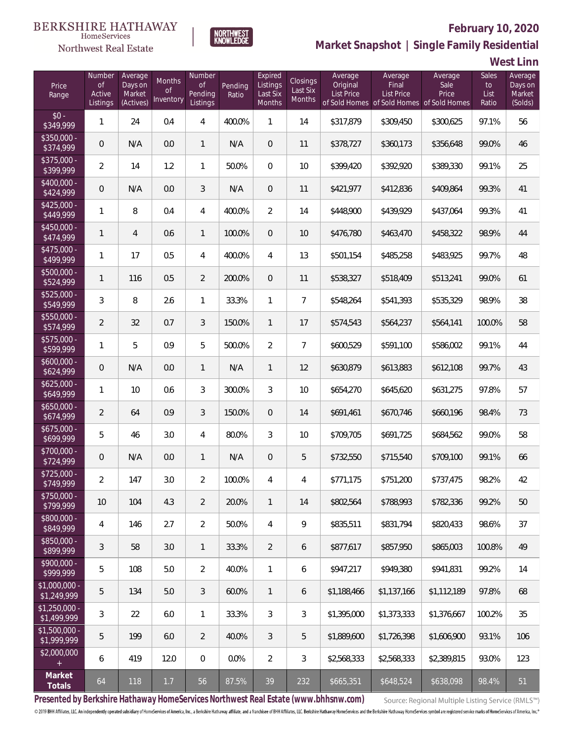BERKSHIRE HATHAWAY HomeServices Northwest Real Estate

NORTHWEST KNOWLEDGE

**February 10, 2020**

## Market Snapshot | Single Family Residential

### West Linn

| Price Range | Number of Active Listings | Average Days on Market (Actives) | Months of Inventory | Number of Pending Listings | Pending Ratio | Expired Listings Last Six Months | Closings Last Six Months | Average Original List Price of Sold Homes | Average Final List Price of Sold Homes | Average Sale Price of Sold Homes | Sales to List Ratio | Average Days on Market (Solds) |
|---|---|---|---|---|---|---|---|---|---|---|---|---|
| $0 - $349,999 | 1 | 24 | 0.4 | 4 | 400.0% | 1 | 14 | $317,879 | $309,450 | $300,625 | 97.1% | 56 |
| $350,000 - $374,999 | 0 | N/A | 0.0 | 1 | N/A | 0 | 11 | $378,727 | $360,173 | $356,648 | 99.0% | 46 |
| $375,000 - $399,999 | 2 | 14 | 1.2 | 1 | 50.0% | 0 | 10 | $399,420 | $392,920 | $389,330 | 99.1% | 25 |
| $400,000 - $424,999 | 0 | N/A | 0.0 | 3 | N/A | 0 | 11 | $421,977 | $412,836 | $409,864 | 99.3% | 41 |
| $425,000 - $449,999 | 1 | 8 | 0.4 | 4 | 400.0% | 2 | 14 | $448,900 | $439,929 | $437,064 | 99.3% | 41 |
| $450,000 - $474,999 | 1 | 4 | 0.6 | 1 | 100.0% | 0 | 10 | $476,780 | $463,470 | $458,322 | 98.9% | 44 |
| $475,000 - $499,999 | 1 | 17 | 0.5 | 4 | 400.0% | 4 | 13 | $501,154 | $485,258 | $483,925 | 99.7% | 48 |
| $500,000 - $524,999 | 1 | 116 | 0.5 | 2 | 200.0% | 0 | 11 | $538,327 | $518,409 | $513,241 | 99.0% | 61 |
| $525,000 - $549,999 | 3 | 8 | 2.6 | 1 | 33.3% | 1 | 7 | $548,264 | $541,393 | $535,329 | 98.9% | 38 |
| $550,000 - $574,999 | 2 | 32 | 0.7 | 3 | 150.0% | 1 | 17 | $574,543 | $564,237 | $564,141 | 100.0% | 58 |
| $575,000 - $599,999 | 1 | 5 | 0.9 | 5 | 500.0% | 2 | 7 | $600,529 | $591,100 | $586,002 | 99.1% | 44 |
| $600,000 - $624,999 | 0 | N/A | 0.0 | 1 | N/A | 1 | 12 | $630,879 | $613,883 | $612,108 | 99.7% | 43 |
| $625,000 - $649,999 | 1 | 10 | 0.6 | 3 | 300.0% | 3 | 10 | $654,270 | $645,620 | $631,275 | 97.8% | 57 |
| $650,000 - $674,999 | 2 | 64 | 0.9 | 3 | 150.0% | 0 | 14 | $691,461 | $670,746 | $660,196 | 98.4% | 73 |
| $675,000 - $699,999 | 5 | 46 | 3.0 | 4 | 80.0% | 3 | 10 | $709,705 | $691,725 | $684,562 | 99.0% | 58 |
| $700,000 - $724,999 | 0 | N/A | 0.0 | 1 | N/A | 0 | 5 | $732,550 | $715,540 | $709,100 | 99.1% | 66 |
| $725,000 - $749,999 | 2 | 147 | 3.0 | 2 | 100.0% | 4 | 4 | $771,175 | $751,200 | $737,475 | 98.2% | 42 |
| $750,000 - $799,999 | 10 | 104 | 4.3 | 2 | 20.0% | 1 | 14 | $802,564 | $788,993 | $782,336 | 99.2% | 50 |
| $800,000 - $849,999 | 4 | 146 | 2.7 | 2 | 50.0% | 4 | 9 | $835,511 | $831,794 | $820,433 | 98.6% | 37 |
| $850,000 - $899,999 | 3 | 58 | 3.0 | 1 | 33.3% | 2 | 6 | $877,617 | $857,950 | $865,003 | 100.8% | 49 |
| $900,000 - $999,999 | 5 | 108 | 5.0 | 2 | 40.0% | 1 | 6 | $947,217 | $949,380 | $941,831 | 99.2% | 14 |
| $1,000,000 - $1,249,999 | 5 | 134 | 5.0 | 3 | 60.0% | 1 | 6 | $1,188,466 | $1,137,166 | $1,112,189 | 97.8% | 68 |
| $1,250,000 - $1,499,999 | 3 | 22 | 6.0 | 1 | 33.3% | 3 | 3 | $1,395,000 | $1,373,333 | $1,376,667 | 100.2% | 35 |
| $1,500,000 - $1,999,999 | 5 | 199 | 6.0 | 2 | 40.0% | 3 | 5 | $1,889,600 | $1,726,398 | $1,606,900 | 93.1% | 106 |
| $2,000,000 + | 6 | 419 | 12.0 | 0 | 0.0% | 2 | 3 | $2,568,333 | $2,568,333 | $2,389,815 | 93.0% | 123 |
| **Market Totals** | 64 | 118 | 1.7 | 56 | 87.5% | 39 | 232 | $665,351 | $648,524 | $638,098 | 98.4% | 51 |

**Presented by Berkshire Hathaway HomeServices Northwest Real Estate (www.bhhsnw.com)**

Source: Regional Multiple Listing Service (RMLS™)

© 2019 BHH Affiliates, LLC. An independently operated subsidiary of HomeServices of America, Inc., a Berkshire Hathaway affiliate, and a franchisee of BHH Affiliates, LLC. Berkshire Hathaway HomeServices and the Berkshire Hathaway HomeServices symbol are registered service marks of HomeServices of America, Inc.®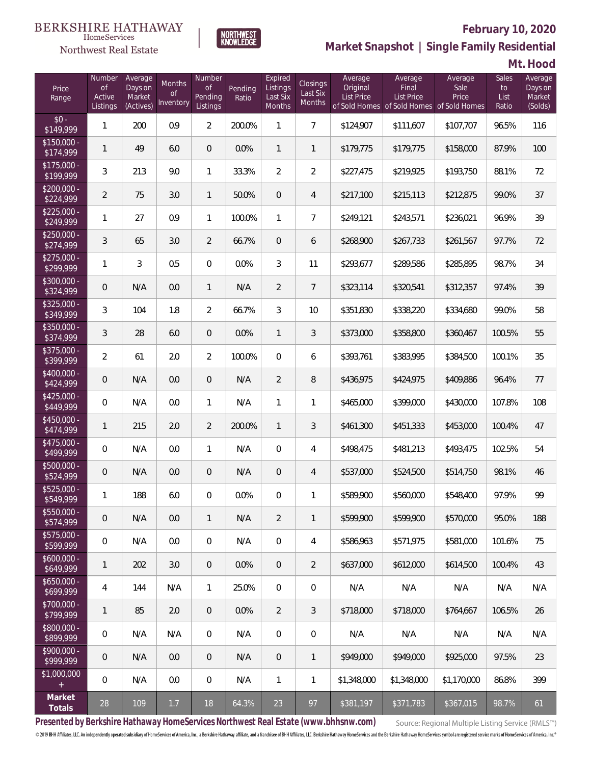BERKSHIRE HATHAWAY HomeServices Northwest Real Estate

NORTHWEST KNOWLEDGE

**February 10, 2020**

## Market Snapshot | Single Family Residential

## Mt. Hood

| Price Range | Number of Active Listings | Average Days on Market (Actives) | Months of Inventory | Number of Pending Listings | Pending Ratio | Expired Listings Last Six Months | Closings Last Six Months | Average Original List Price of Sold Homes | Average Final List Price of Sold Homes | Average Sale Price of Sold Homes | Sales to List Ratio | Average Days on Market (Solds) |
|---|---|---|---|---|---|---|---|---|---|---|---|---|
| $0 - $149,999 | 1 | 200 | 0.9 | 2 | 200.0% | 1 | 7 | $124,907 | $111,607 | $107,707 | 96.5% | 116 |
| $150,000 - $174,999 | 1 | 49 | 6.0 | 0 | 0.0% | 1 | 1 | $179,775 | $179,775 | $158,000 | 87.9% | 100 |
| $175,000 - $199,999 | 3 | 213 | 9.0 | 1 | 33.3% | 2 | 2 | $227,475 | $219,925 | $193,750 | 88.1% | 72 |
| $200,000 - $224,999 | 2 | 75 | 3.0 | 1 | 50.0% | 0 | 4 | $217,100 | $215,113 | $212,875 | 99.0% | 37 |
| $225,000 - $249,999 | 1 | 27 | 0.9 | 1 | 100.0% | 1 | 7 | $249,121 | $243,571 | $236,021 | 96.9% | 39 |
| $250,000 - $274,999 | 3 | 65 | 3.0 | 2 | 66.7% | 0 | 6 | $268,900 | $267,733 | $261,567 | 97.7% | 72 |
| $275,000 - $299,999 | 1 | 3 | 0.5 | 0 | 0.0% | 3 | 11 | $293,677 | $289,586 | $285,895 | 98.7% | 34 |
| $300,000 - $324,999 | 0 | N/A | 0.0 | 1 | N/A | 2 | 7 | $323,114 | $320,541 | $312,357 | 97.4% | 39 |
| $325,000 - $349,999 | 3 | 104 | 1.8 | 2 | 66.7% | 3 | 10 | $351,830 | $338,220 | $334,680 | 99.0% | 58 |
| $350,000 - $374,999 | 3 | 28 | 6.0 | 0 | 0.0% | 1 | 3 | $373,000 | $358,800 | $360,467 | 100.5% | 55 |
| $375,000 - $399,999 | 2 | 61 | 2.0 | 2 | 100.0% | 0 | 6 | $393,761 | $383,995 | $384,500 | 100.1% | 35 |
| $400,000 - $424,999 | 0 | N/A | 0.0 | 0 | N/A | 2 | 8 | $436,975 | $424,975 | $409,886 | 96.4% | 77 |
| $425,000 - $449,999 | 0 | N/A | 0.0 | 1 | N/A | 1 | 1 | $465,000 | $399,000 | $430,000 | 107.8% | 108 |
| $450,000 - $474,999 | 1 | 215 | 2.0 | 2 | 200.0% | 1 | 3 | $461,300 | $451,333 | $453,000 | 100.4% | 47 |
| $475,000 - $499,999 | 0 | N/A | 0.0 | 1 | N/A | 0 | 4 | $498,475 | $481,213 | $493,475 | 102.5% | 54 |
| $500,000 - $524,999 | 0 | N/A | 0.0 | 0 | N/A | 0 | 4 | $537,000 | $524,500 | $514,750 | 98.1% | 46 |
| $525,000 - $549,999 | 1 | 188 | 6.0 | 0 | 0.0% | 0 | 1 | $589,900 | $560,000 | $548,400 | 97.9% | 99 |
| $550,000 - $574,999 | 0 | N/A | 0.0 | 1 | N/A | 2 | 1 | $599,900 | $599,900 | $570,000 | 95.0% | 188 |
| $575,000 - $599,999 | 0 | N/A | 0.0 | 0 | N/A | 0 | 4 | $586,963 | $571,975 | $581,000 | 101.6% | 75 |
| $600,000 - $649,999 | 1 | 202 | 3.0 | 0 | 0.0% | 0 | 2 | $637,000 | $612,000 | $614,500 | 100.4% | 43 |
| $650,000 - $699,999 | 4 | 144 | N/A | 1 | 25.0% | 0 | 0 | N/A | N/A | N/A | N/A | N/A |
| $700,000 - $799,999 | 1 | 85 | 2.0 | 0 | 0.0% | 2 | 3 | $718,000 | $718,000 | $764,667 | 106.5% | 26 |
| $800,000 - $899,999 | 0 | N/A | N/A | 0 | N/A | 0 | 0 | N/A | N/A | N/A | N/A | N/A |
| $900,000 - $999,999 | 0 | N/A | 0.0 | 0 | N/A | 0 | 1 | $949,000 | $949,000 | $925,000 | 97.5% | 23 |
| $1,000,000 + | 0 | N/A | 0.0 | 0 | N/A | 1 | 1 | $1,348,000 | $1,348,000 | $1,170,000 | 86.8% | 399 |
| **Market Totals** | 28 | 109 | 1.7 | 18 | 64.3% | 23 | 97 | $381,197 | $371,783 | $367,015 | 98.7% | 61 |

**Presented by Berkshire Hathaway HomeServices Northwest Real Estate (www.bhhsnw.com)**

Source: Regional Multiple Listing Service (RMLS™)

© 2019 BHH Affiliates, LLC. An independently operated subsidiary of HomeServices of America, Inc., a Berkshire Hathaway affiliate, and a franchisee of BHH Affiliates, LLC. Berkshire Hathaway HomeServices and the Berkshire Hathaway HomeServices symbol are registered service marks of HomeServices of America, Inc.®